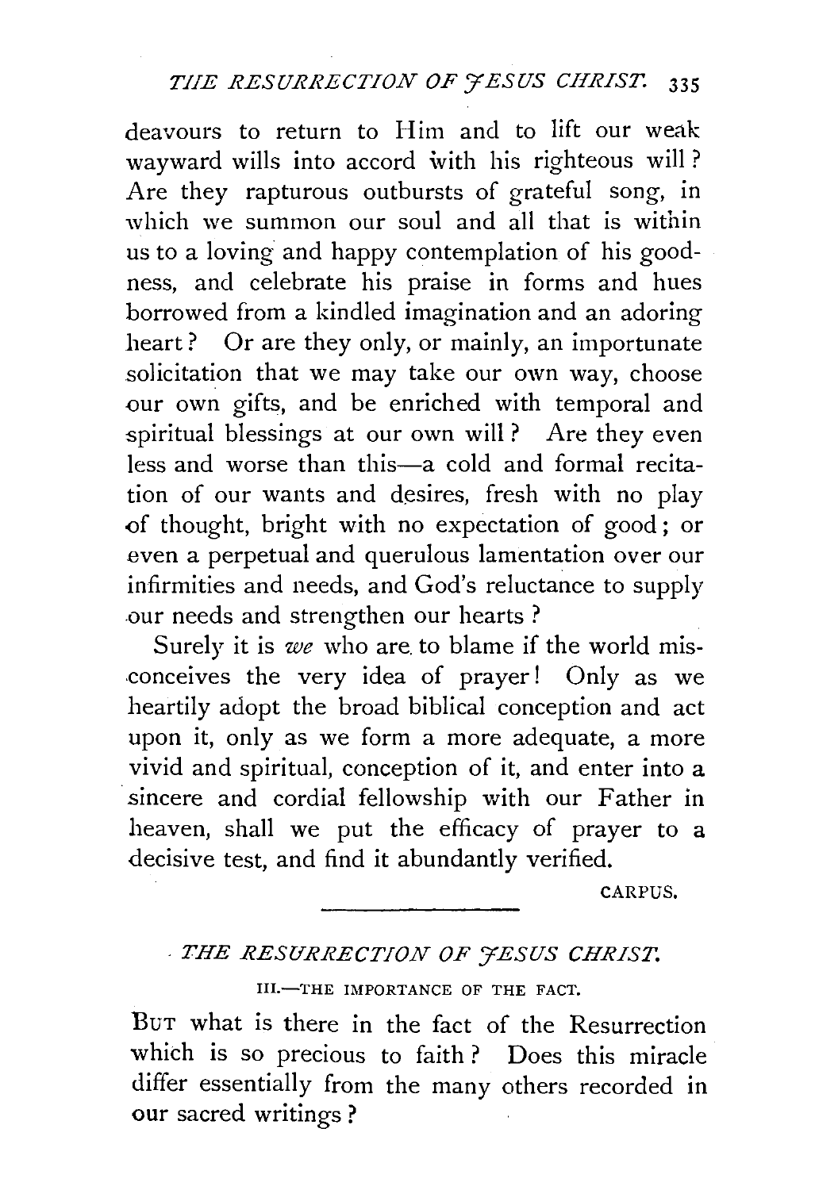deavours to return to Him and to lift our weak wayward wills into accord with his righteous will? Are they rapturous outbursts of grateful song, in which we summon our soul and all that is within us to a loving and happy contemplation of his goodness, and celebrate his praise in forms and hues borrowed from a kindled imagination and an adoring heart? Or are they only, or mainly, an importunate solicitation that we may take our own way, choose our own gifts, and be enriched with temporal and spiritual blessings at our own will? Are they even less and worse than this—a cold and formal recitation of our wants and desires, fresh with no play of thought, bright with no expectation of good; or even a perpetual and querulous lamentation over our infirmities and needs, and God's reluctance to supply our needs and strengthen our hearts?

Surely it is *we* who are to blame if the world misconceives the very idea of prayer! Only as we heartily adopt the broad biblical conception and act upon it, only as we form a more adequate, a more vivid and spiritual, conception of it, and enter into a sincere and cordial fellowship with our Father in heaven, shall we put the efficacy of prayer to a decisive test, and find it abundantly verified.

CARPUS.

---

## *THE RESURRECTION OF JESUS CHRIST.*

### III.—THE IMPORTANCE OF THE FACT.

BUT what is there in the fact of the Resurrection which is so precious to faith? Does this miracle differ essentially from the many others recorded in our sacred writings?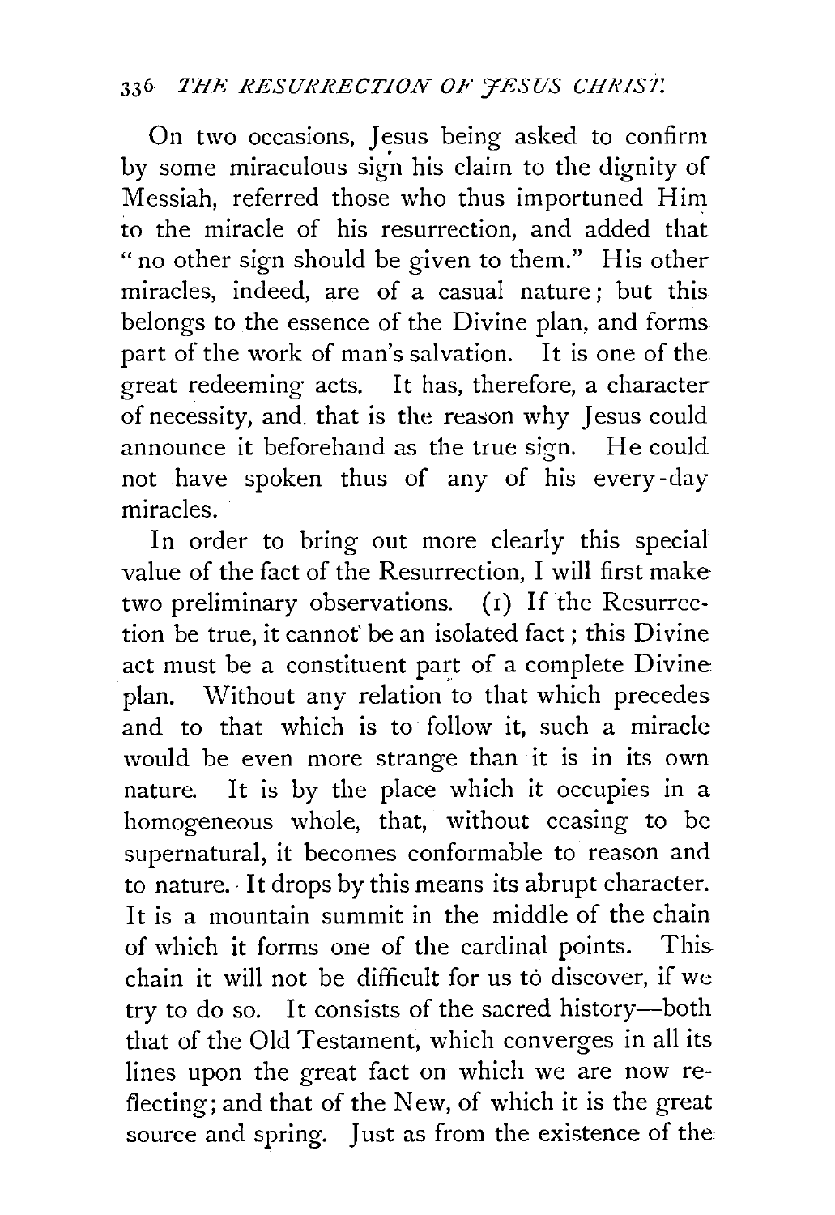On two occasions, Jesus being asked to confirm by some miraculous sign his claim to the dignity of Messiah, referred those who thus importuned Him to the miracle of his resurrection, and added that "no other sign should be given to them." His other miracles, indeed, are of a casual nature; but this belongs to the essence of the Divine plan, and forms part of the work of man's salvation. It is one of the great redeeming acts. It has, therefore, a character of necessity, and that is the reason why Jesus could announce it beforehand as the true sign. He could not have spoken thus of any of his every-day miracles.

In order to bring out more clearly this special value of the fact of the Resurrection, I will first make two preliminary observations. (1) If the Resurrection be true, it cannot be an isolated fact; this Divine act must be a constituent part of a complete Divine plan. Without any relation to that which precedes and to that which is to follow it, such a miracle would be even more strange than it is in its own nature. It is by the place which it occupies in a homogeneous whole, that, without ceasing to be supernatural, it becomes conformable to reason and to nature. It drops by this means its abrupt character. It is a mountain summit in the middle of the chain of which it forms one of the cardinal points. This chain it will not be difficult for us to discover, if we try to do so. It consists of the sacred history—both that of the Old Testament, which converges in all its lines upon the great fact on which we are now reflecting; and that of the New, of which it is the great source and spring. Just as from the existence of the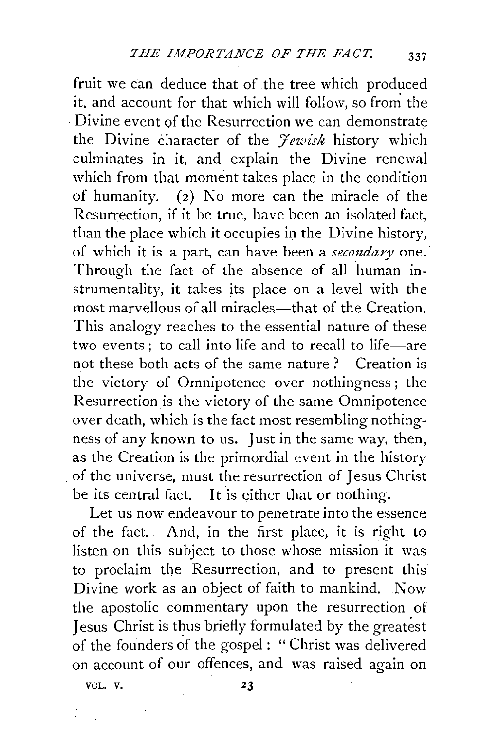fruit we can deduce that of the tree which produced it, and account for that which will follow, so from the Divine event of the Resurrection we can demonstrate the Divine character of the *Jewish* history which culminates in it, and explain the Divine renewal which from that moment takes place in the condition of humanity. (2) No more can the miracle of the Resurrection, if it be true, have been an isolated fact, than the place which it occupies in the Divine history, of which it is a part, can have been a *secondary* one. Through the fact of the absence of all human instrumentality, it takes its place on a level with the most marvellous of all miracles—that of the Creation. This analogy reaches to the essential nature of these two events; to call into life and to recall to life—are not these both acts of the same nature? Creation is the victory of Omnipotence over nothingness; the Resurrection is the victory of the same Omnipotence over death, which is the fact most resembling nothingness of any known to us. Just in the same way, then, as the Creation is the primordial event in the history of the universe, must the resurrection of Jesus Christ be its central fact. It is either that or nothing.

Let us now endeavour to penetrate into the essence of the fact. And, in the first place, it is right to listen on this subject to those whose mission it was to proclaim the Resurrection, and to present this Divine work as an object of faith to mankind. Now the apostolic commentary upon the resurrection of Jesus Christ is thus briefly formulated by the greatest of the founders of the gospel: "Christ was delivered on account of our offences, and was raised again on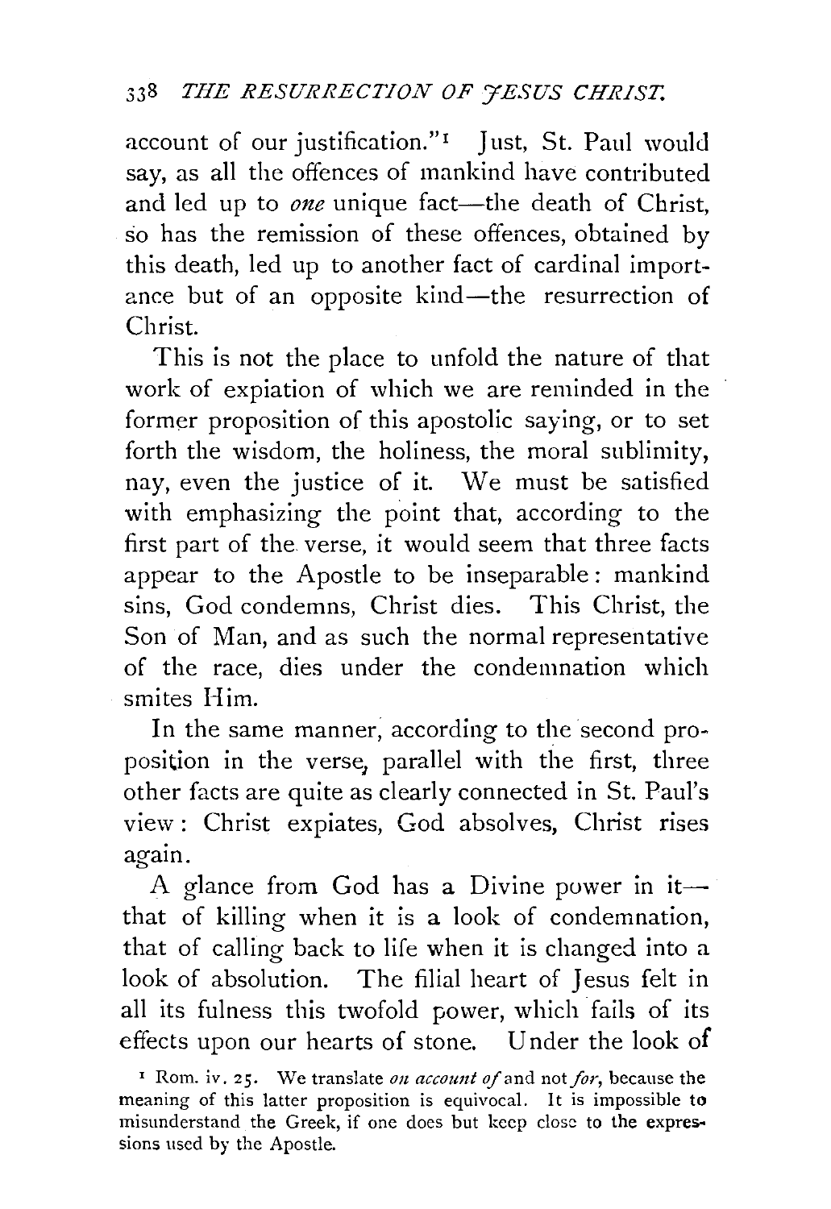account of our justification."[1] Just, St. Paul would say, as all the offences of mankind have contributed and led up to *one* unique fact—the death of Christ, so has the remission of these offences, obtained by this death, led up to another fact of cardinal importance but of an opposite kind—the resurrection of Christ.

This is not the place to unfold the nature of that work of expiation of which we are reminded in the former proposition of this apostolic saying, or to set forth the wisdom, the holiness, the moral sublimity, nay, even the justice of it. We must be satisfied with emphasizing the point that, according to the first part of the verse, it would seem that three facts appear to the Apostle to be inseparable: mankind sins, God condemns, Christ dies. This Christ, the Son of Man, and as such the normal representative of the race, dies under the condemnation which smites Him.

In the same manner, according to the second proposition in the verse, parallel with the first, three other facts are quite as clearly connected in St. Paul's view: Christ expiates, God absolves, Christ rises again.

A glance from God has a Divine power in it—that of killing when it is a look of condemnation, that of calling back to life when it is changed into a look of absolution. The filial heart of Jesus felt in all its fulness this twofold power, which fails of its effects upon our hearts of stone. Under the look of

[1] Rom. iv. 25. We translate *on account of* and not *for*, because the meaning of this latter proposition is equivocal. It is impossible to misunderstand the Greek, if one does but keep close to the expressions used by the Apostle.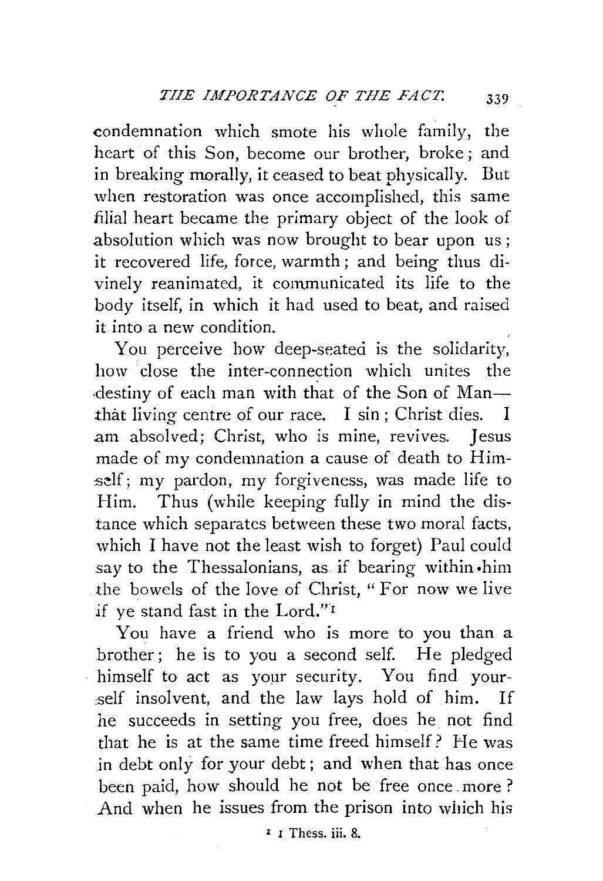condemnation which smote his whole family, the heart of this Son, become our brother, broke; and in breaking morally, it ceased to beat physically. But when restoration was once accomplished, this same filial heart became the primary object of the look of absolution which was now brought to bear upon us; it recovered life, force, warmth; and being thus divinely reanimated, it communicated its life to the body itself, in which it had used to beat, and raised it into a new condition.

You perceive how deep-seated is the solidarity, how close the inter-connection which unites the destiny of each man with that of the Son of Man—that living centre of our race. I sin; Christ dies. I am absolved; Christ, who is mine, revives. Jesus made of my condemnation a cause of death to Himself; my pardon, my forgiveness, was made life to Him. Thus (while keeping fully in mind the distance which separates between these two moral facts, which I have not the least wish to forget) Paul could say to the Thessalonians, as if bearing within him the bowels of the love of Christ, "For now we live if ye stand fast in the Lord."[1]

You have a friend who is more to you than a brother; he is to you a second self. He pledged himself to act as your security. You find yourself insolvent, and the law lays hold of him. If he succeeds in setting you free, does he not find that he is at the same time freed himself? He was in debt only for your debt; and when that has once been paid, how should he not be free once more? And when he issues from the prison into which his

[1] 1 Thess. iii. 8.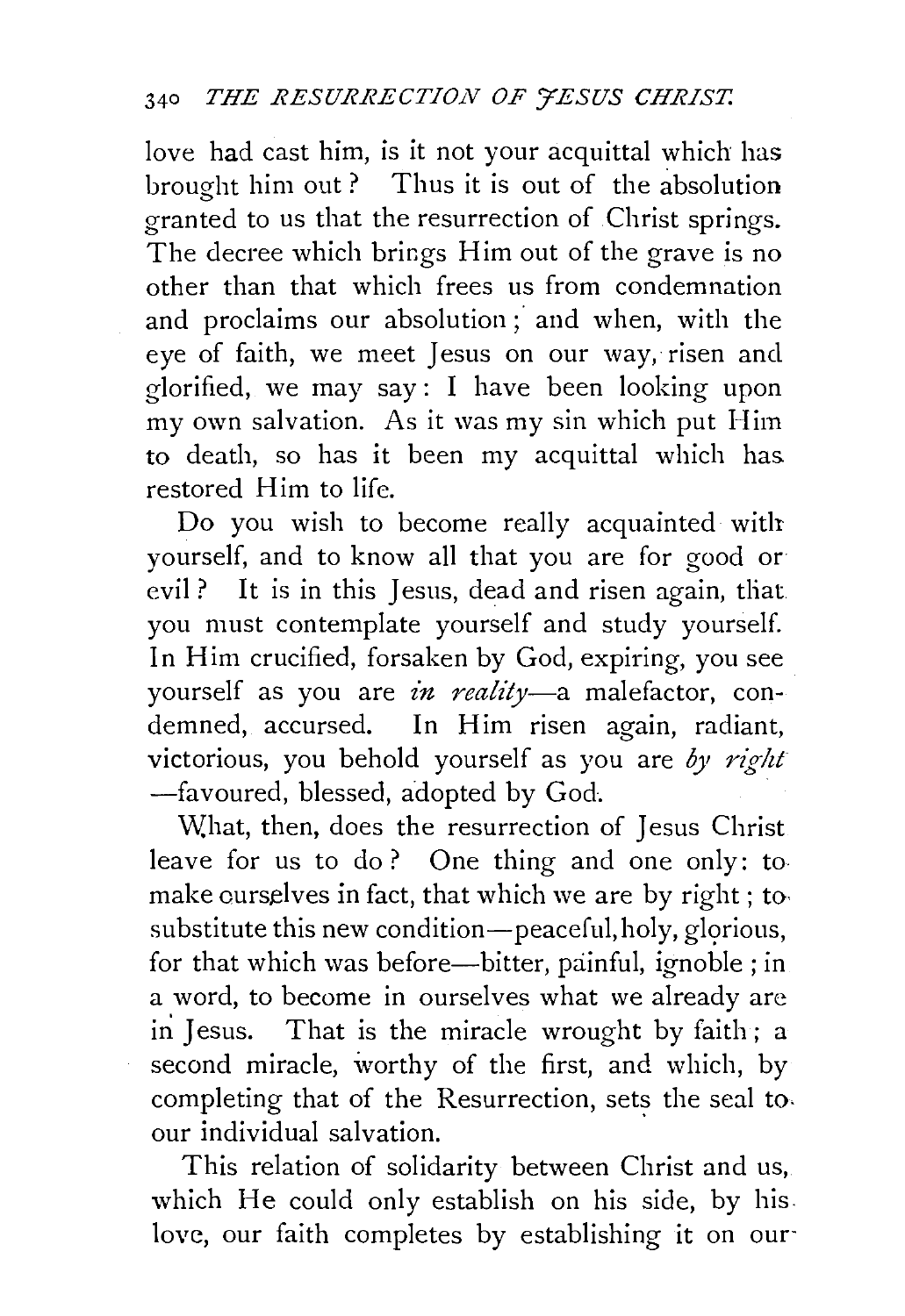love had cast him, is it not your acquittal which has brought him out? Thus it is out of the absolution granted to us that the resurrection of Christ springs. The decree which brings Him out of the grave is no other than that which frees us from condemnation and proclaims our absolution; and when, with the eye of faith, we meet Jesus on our way, risen and glorified, we may say: I have been looking upon my own salvation. As it was my sin which put Him to death, so has it been my acquittal which has restored Him to life.

Do you wish to become really acquainted with yourself, and to know all that you are for good or evil? It is in this Jesus, dead and risen again, that you must contemplate yourself and study yourself. In Him crucified, forsaken by God, expiring, you see yourself as you are *in reality*—a malefactor, condemned, accursed. In Him risen again, radiant, victorious, you behold yourself as you are *by right*—favoured, blessed, adopted by God.

What, then, does the resurrection of Jesus Christ leave for us to do? One thing and one only: to make ourselves in fact, that which we are by right; to substitute this new condition—peaceful, holy, glorious, for that which was before—bitter, painful, ignoble; in a word, to become in ourselves what we already are in Jesus. That is the miracle wrought by faith; a second miracle, worthy of the first, and which, by completing that of the Resurrection, sets the seal to our individual salvation.

This relation of solidarity between Christ and us, which He could only establish on his side, by his love, our faith completes by establishing it on our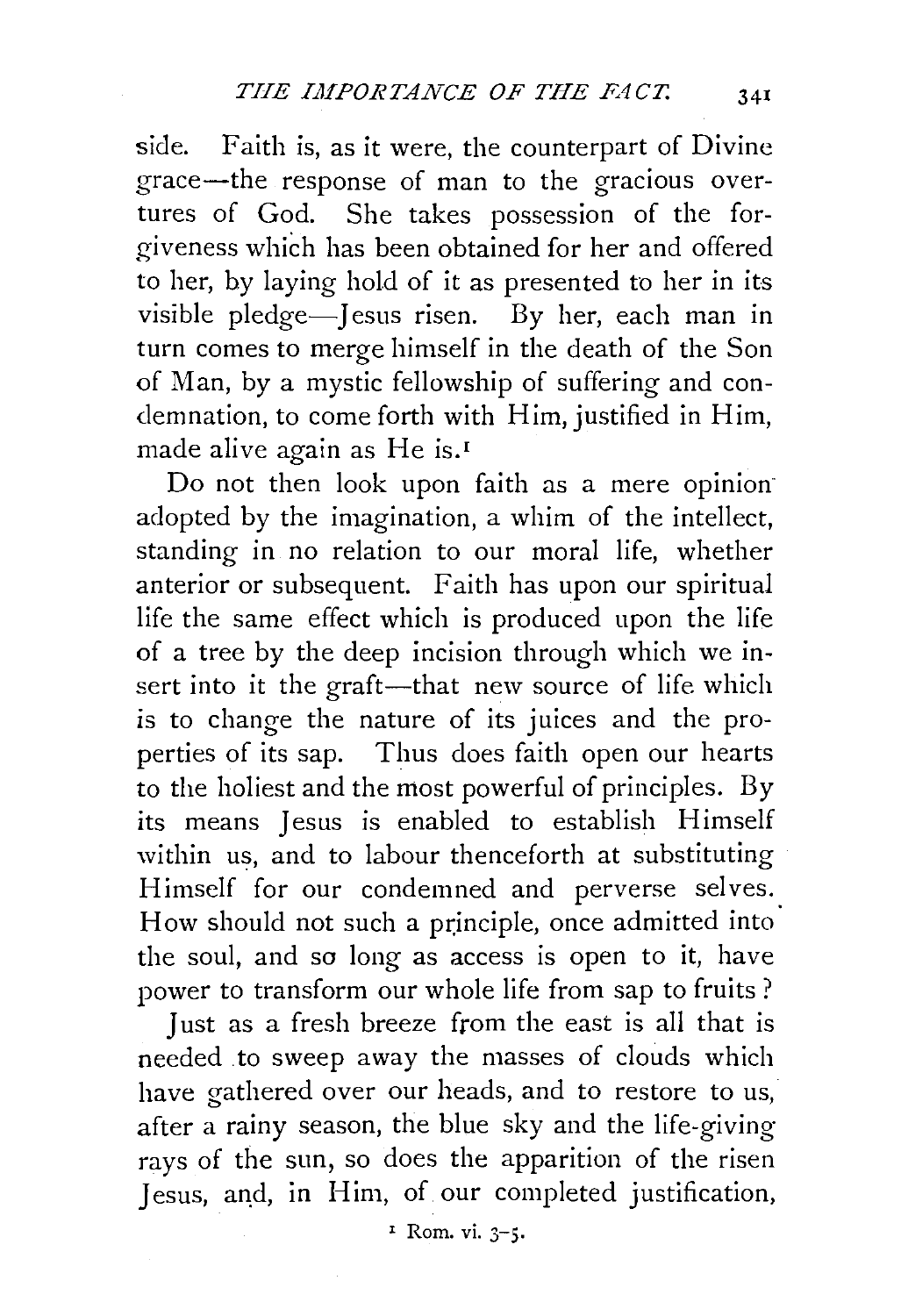side. Faith is, as it were, the counterpart of Divine grace—the response of man to the gracious overtures of God. She takes possession of the forgiveness which has been obtained for her and offered to her, by laying hold of it as presented to her in its visible pledge—Jesus risen. By her, each man in turn comes to merge himself in the death of the Son of Man, by a mystic fellowship of suffering and condemnation, to come forth with Him, justified in Him, made alive again as He is.[1]

Do not then look upon faith as a mere opinion adopted by the imagination, a whim of the intellect, standing in no relation to our moral life, whether anterior or subsequent. Faith has upon our spiritual life the same effect which is produced upon the life of a tree by the deep incision through which we insert into it the graft—that new source of life which is to change the nature of its juices and the properties of its sap. Thus does faith open our hearts to the holiest and the most powerful of principles. By its means Jesus is enabled to establish Himself within us, and to labour thenceforth at substituting Himself for our condemned and perverse selves. How should not such a principle, once admitted into the soul, and so long as access is open to it, have power to transform our whole life from sap to fruits?

Just as a fresh breeze from the east is all that is needed to sweep away the masses of clouds which have gathered over our heads, and to restore to us, after a rainy season, the blue sky and the life-giving rays of the sun, so does the apparition of the risen Jesus, and, in Him, of our completed justification,

[1] Rom. vi. 3–5.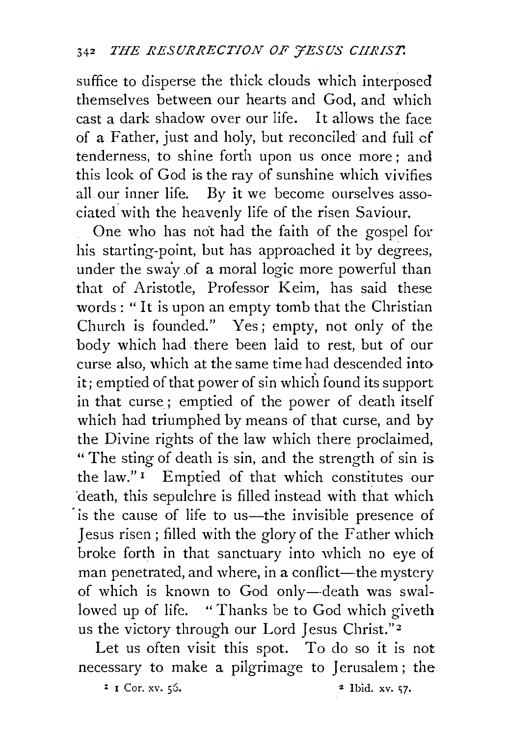suffice to disperse the thick clouds which interposed themselves between our hearts and God, and which cast a dark shadow over our life. It allows the face of a Father, just and holy, but reconciled and full of tenderness, to shine forth upon us once more; and this look of God is the ray of sunshine which vivifies all our inner life. By it we become ourselves associated with the heavenly life of the risen Saviour.

One who has not had the faith of the gospel for his starting-point, but has approached it by degrees, under the sway of a moral logic more powerful than that of Aristotle, Professor Keim, has said these words: "It is upon an empty tomb that the Christian Church is founded." Yes; empty, not only of the body which had there been laid to rest, but of our curse also, which at the same time had descended into it; emptied of that power of sin which found its support in that curse; emptied of the power of death itself which had triumphed by means of that curse, and by the Divine rights of the law which there proclaimed, "The sting of death is sin, and the strength of sin is the law."[1] Emptied of that which constitutes our death, this sepulchre is filled instead with that which is the cause of life to us—the invisible presence of Jesus risen; filled with the glory of the Father which broke forth in that sanctuary into which no eye of man penetrated, and where, in a conflict—the mystery of which is known to God only—death was swallowed up of life. "Thanks be to God which giveth us the victory through our Lord Jesus Christ."[2]

Let us often visit this spot. To do so it is not necessary to make a pilgrimage to Jerusalem; the

[1] 1 Cor. xv. 56.

[2] Ibid. xv. 57.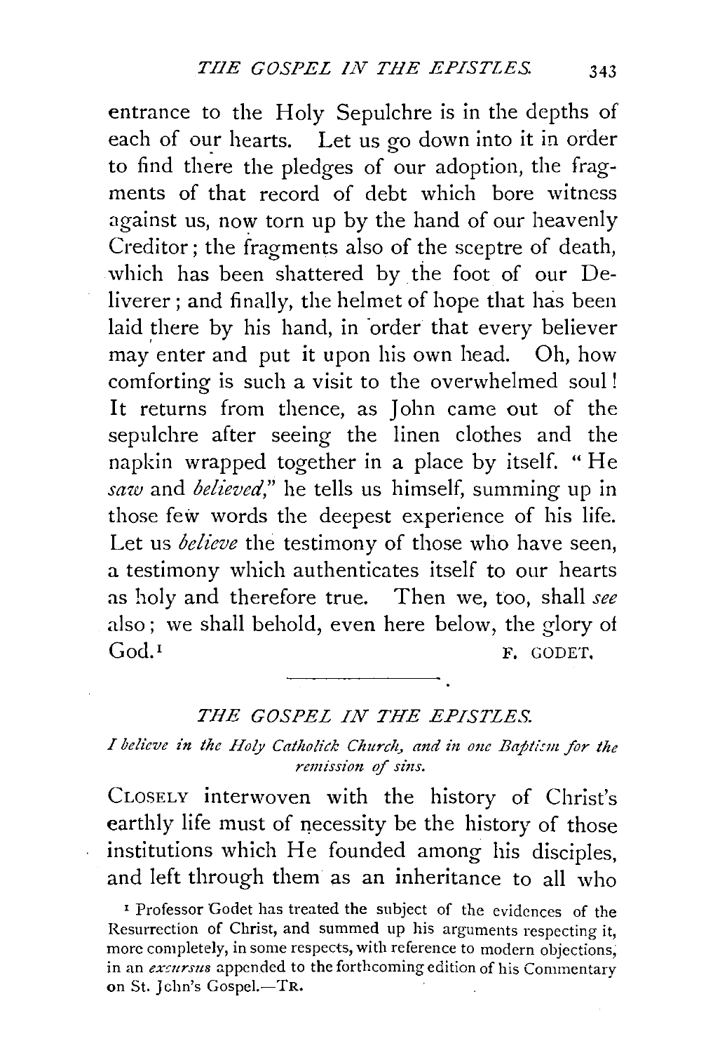entrance to the Holy Sepulchre is in the depths of each of our hearts. Let us go down into it in order to find there the pledges of our adoption, the fragments of that record of debt which bore witness against us, now torn up by the hand of our heavenly Creditor; the fragments also of the sceptre of death, which has been shattered by the foot of our Deliverer; and finally, the helmet of hope that has been laid there by his hand, in order that every believer may enter and put it upon his own head. Oh, how comforting is such a visit to the overwhelmed soul! It returns from thence, as John came out of the sepulchre after seeing the linen clothes and the napkin wrapped together in a place by itself. "He *saw* and *believed*," he tells us himself, summing up in those few words the deepest experience of his life. Let us *believe* the testimony of those who have seen, a testimony which authenticates itself to our hearts as holy and therefore true. Then we, too, shall *see* also; we shall behold, even here below, the glory of God.[1]

F. GODET.

---

## *THE GOSPEL IN THE EPISTLES.*

*I believe in the Holy Catholick Church, and in one Baptism for the remission of sins.*

CLOSELY interwoven with the history of Christ's earthly life must of necessity be the history of those institutions which He founded among his disciples, and left through them as an inheritance to all who

[1] Professor Godet has treated the subject of the evidences of the Resurrection of Christ, and summed up his arguments respecting it, more completely, in some respects, with reference to modern objections, in an *excursus* appended to the forthcoming edition of his Commentary on St. John's Gospel.—TR.